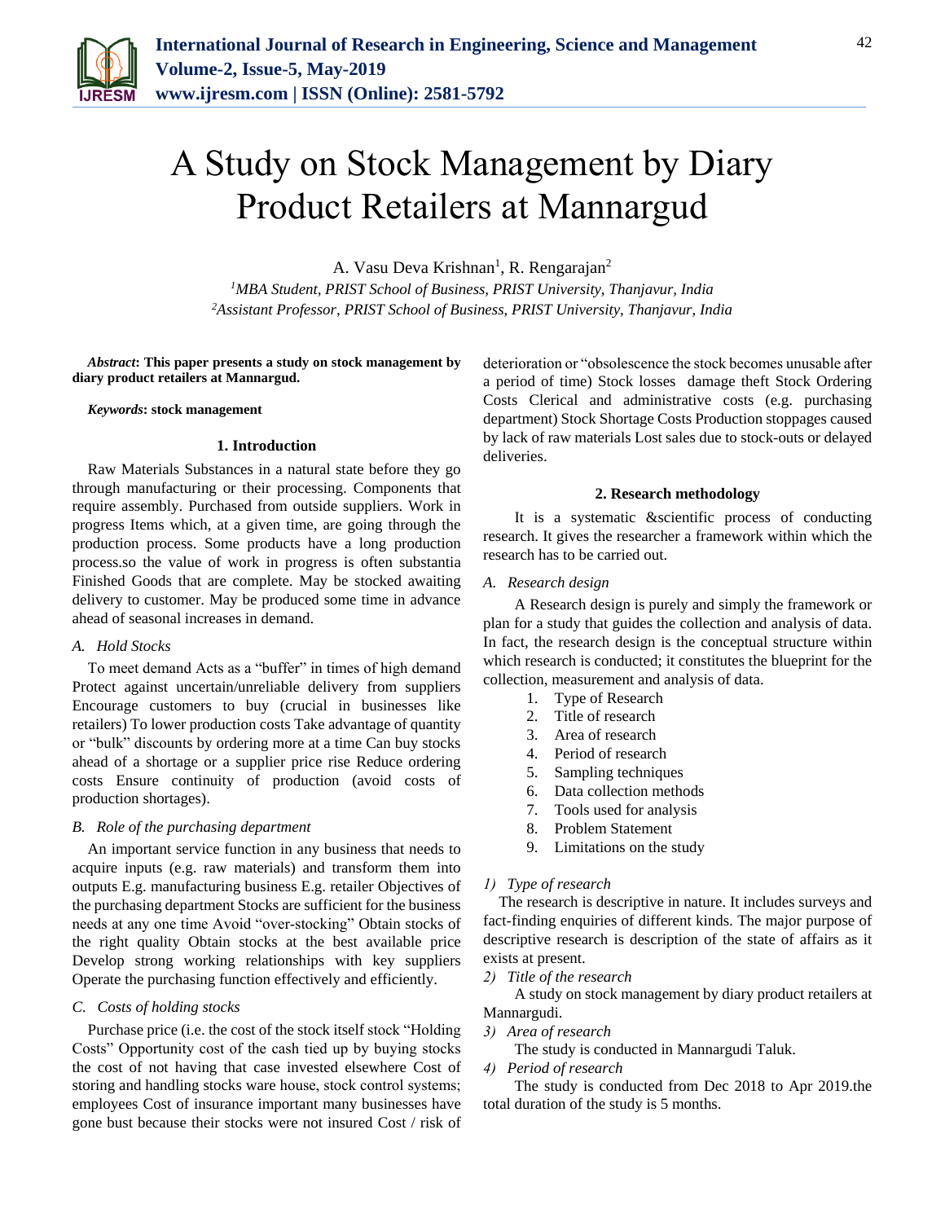# A Study on Stock Management by Diary Product Retailers at Mannargud

A. Vasu Deva Krishnan[1], R. Rengarajan[2]

[1]*MBA Student, PRIST School of Business, PRIST University, Thanjavur, India*
[2]*Assistant Professor, PRIST School of Business, PRIST University, Thanjavur, India*

***Abstract*: This paper presents a study on stock management by diary product retailers at Mannargud.**

***Keywords*: stock management**

## 1. Introduction

Raw Materials Substances in a natural state before they go through manufacturing or their processing. Components that require assembly. Purchased from outside suppliers. Work in progress Items which, at a given time, are going through the production process. Some products have a long production process.so the value of work in progress is often substantia Finished Goods that are complete. May be stocked awaiting delivery to customer. May be produced some time in advance ahead of seasonal increases in demand.

### *A. Hold Stocks*

To meet demand Acts as a "buffer" in times of high demand Protect against uncertain/unreliable delivery from suppliers Encourage customers to buy (crucial in businesses like retailers) To lower production costs Take advantage of quantity or "bulk" discounts by ordering more at a time Can buy stocks ahead of a shortage or a supplier price rise Reduce ordering costs Ensure continuity of production (avoid costs of production shortages).

### *B. Role of the purchasing department*

An important service function in any business that needs to acquire inputs (e.g. raw materials) and transform them into outputs E.g. manufacturing business E.g. retailer Objectives of the purchasing department Stocks are sufficient for the business needs at any one time Avoid "over-stocking" Obtain stocks of the right quality Obtain stocks at the best available price Develop strong working relationships with key suppliers Operate the purchasing function effectively and efficiently.

### *C. Costs of holding stocks*

Purchase price (i.e. the cost of the stock itself stock "Holding Costs" Opportunity cost of the cash tied up by buying stocks the cost of not having that case invested elsewhere Cost of storing and handling stocks ware house, stock control systems; employees Cost of insurance important many businesses have gone bust because their stocks were not insured Cost / risk of deterioration or "obsolescence the stock becomes unusable after a period of time) Stock losses damage theft Stock Ordering Costs Clerical and administrative costs (e.g. purchasing department) Stock Shortage Costs Production stoppages caused by lack of raw materials Lost sales due to stock-outs or delayed deliveries.

## 2. Research methodology

It is a systematic &scientific process of conducting research. It gives the researcher a framework within which the research has to be carried out.

### *A. Research design*

A Research design is purely and simply the framework or plan for a study that guides the collection and analysis of data. In fact, the research design is the conceptual structure within which research is conducted; it constitutes the blueprint for the collection, measurement and analysis of data.

1. Type of Research
2. Title of research
3. Area of research
4. Period of research
5. Sampling techniques
6. Data collection methods
7. Tools used for analysis
8. Problem Statement
9. Limitations on the study

#### *1) Type of research*

The research is descriptive in nature. It includes surveys and fact-finding enquiries of different kinds. The major purpose of descriptive research is description of the state of affairs as it exists at present.

#### *2) Title of the research*

A study on stock management by diary product retailers at Mannargudi.

#### *3) Area of research*

The study is conducted in Mannargudi Taluk.

#### *4) Period of research*

The study is conducted from Dec 2018 to Apr 2019.the total duration of the study is 5 months.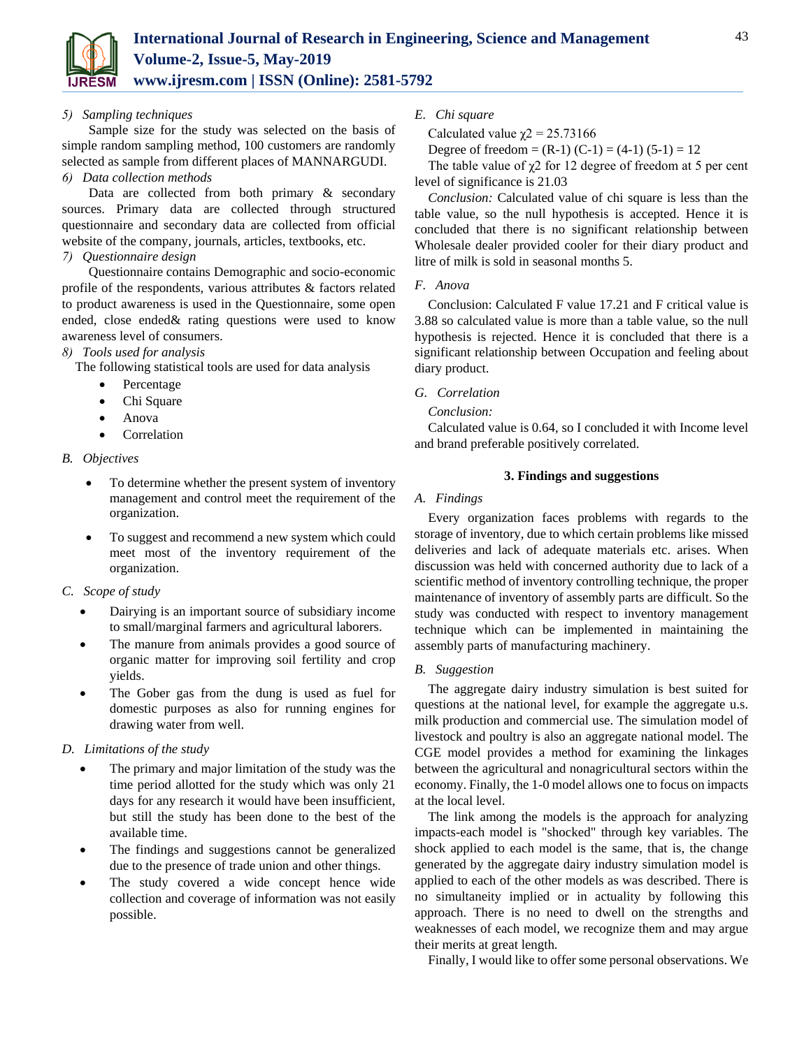*5) Sampling techniques*

Sample size for the study was selected on the basis of simple random sampling method, 100 customers are randomly selected as sample from different places of MANNARGUDI.

*6) Data collection methods*

Data are collected from both primary & secondary sources. Primary data are collected through structured questionnaire and secondary data are collected from official website of the company, journals, articles, textbooks, etc.

*7) Questionnaire design*

Questionnaire contains Demographic and socio-economic profile of the respondents, various attributes & factors related to product awareness is used in the Questionnaire, some open ended, close ended& rating questions were used to know awareness level of consumers.

*8) Tools used for analysis*

The following statistical tools are used for data analysis

- Percentage
- Chi Square
- Anova
- Correlation

### *B. Objectives*

- To determine whether the present system of inventory management and control meet the requirement of the organization.
- To suggest and recommend a new system which could meet most of the inventory requirement of the organization.

### *C. Scope of study*

- Dairying is an important source of subsidiary income to small/marginal farmers and agricultural laborers.
- The manure from animals provides a good source of organic matter for improving soil fertility and crop yields.
- The Gober gas from the dung is used as fuel for domestic purposes as also for running engines for drawing water from well.

### *D. Limitations of the study*

- The primary and major limitation of the study was the time period allotted for the study which was only 21 days for any research it would have been insufficient, but still the study has been done to the best of the available time.
- The findings and suggestions cannot be generalized due to the presence of trade union and other things.
- The study covered a wide concept hence wide collection and coverage of information was not easily possible.

### *E. Chi square*

Calculated value $\chi 2$ = 25.73166

Degree of freedom = (R-1) (C-1) = (4-1) (5-1) = 12

The table value of $\chi 2$ for 12 degree of freedom at 5 per cent level of significance is 21.03

*Conclusion:* Calculated value of chi square is less than the table value, so the null hypothesis is accepted. Hence it is concluded that there is no significant relationship between Wholesale dealer provided cooler for their diary product and litre of milk is sold in seasonal months 5.

### *F. Anova*

Conclusion: Calculated F value 17.21 and F critical value is 3.88 so calculated value is more than a table value, so the null hypothesis is rejected. Hence it is concluded that there is a significant relationship between Occupation and feeling about diary product.

### *G. Correlation*

*Conclusion:*

Calculated value is 0.64, so I concluded it with Income level and brand preferable positively correlated.

## 3. Findings and suggestions

### *A. Findings*

Every organization faces problems with regards to the storage of inventory, due to which certain problems like missed deliveries and lack of adequate materials etc. arises. When discussion was held with concerned authority due to lack of a scientific method of inventory controlling technique, the proper maintenance of inventory of assembly parts are difficult. So the study was conducted with respect to inventory management technique which can be implemented in maintaining the assembly parts of manufacturing machinery.

### *B. Suggestion*

The aggregate dairy industry simulation is best suited for questions at the national level, for example the aggregate u.s. milk production and commercial use. The simulation model of livestock and poultry is also an aggregate national model. The CGE model provides a method for examining the linkages between the agricultural and nonagricultural sectors within the economy. Finally, the 1-0 model allows one to focus on impacts at the local level.

The link among the models is the approach for analyzing impacts-each model is "shocked" through key variables. The shock applied to each model is the same, that is, the change generated by the aggregate dairy industry simulation model is applied to each of the other models as was described. There is no simultaneity implied or in actuality by following this approach. There is no need to dwell on the strengths and weaknesses of each model, we recognize them and may argue their merits at great length.

Finally, I would like to offer some personal observations. We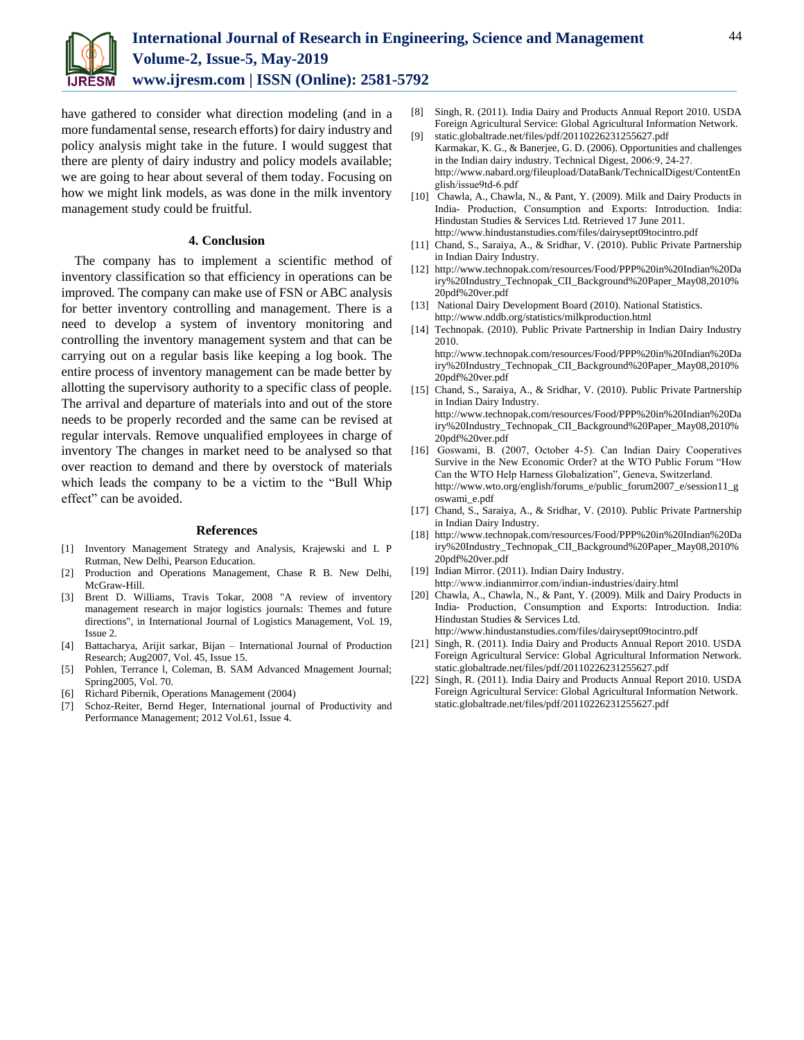have gathered to consider what direction modeling (and in a more fundamental sense, research efforts) for dairy industry and policy analysis might take in the future. I would suggest that there are plenty of dairy industry and policy models available; we are going to hear about several of them today. Focusing on how we might link models, as was done in the milk inventory management study could be fruitful.

## 4. Conclusion

The company has to implement a scientific method of inventory classification so that efficiency in operations can be improved. The company can make use of FSN or ABC analysis for better inventory controlling and management. There is a need to develop a system of inventory monitoring and controlling the inventory management system and that can be carrying out on a regular basis like keeping a log book. The entire process of inventory management can be made better by allotting the supervisory authority to a specific class of people. The arrival and departure of materials into and out of the store needs to be properly recorded and the same can be revised at regular intervals. Remove unqualified employees in charge of inventory The changes in market need to be analysed so that over reaction to demand and there by overstock of materials which leads the company to be a victim to the "Bull Whip effect" can be avoided.

## References

[1] Inventory Management Strategy and Analysis, Krajewski and L P Rutman, New Delhi, Pearson Education.

[2] Production and Operations Management, Chase R B. New Delhi, McGraw-Hill.

[3] Brent D. Williams, Travis Tokar, 2008 "A review of inventory management research in major logistics journals: Themes and future directions", in International Journal of Logistics Management, Vol. 19, Issue 2.

[4] Battacharya, Arijit sarkar, Bijan – International Journal of Production Research; Aug2007, Vol. 45, Issue 15.

[5] Pohlen, Terrance l, Coleman, B. SAM Advanced Mnagement Journal; Spring2005, Vol. 70.

[6] Richard Pibernik, Operations Management (2004)

[7] Schoz-Reiter, Bernd Heger, International journal of Productivity and Performance Management; 2012 Vol.61, Issue 4.

[8] Singh, R. (2011). India Dairy and Products Annual Report 2010. USDA Foreign Agricultural Service: Global Agricultural Information Network. static.globaltrade.net/files/pdf/20110226231255627.pdf

[9] Karmakar, K. G., & Banerjee, G. D. (2006). Opportunities and challenges in the Indian dairy industry. Technical Digest, 2006:9, 24-27. http://www.nabard.org/fileupload/DataBank/TechnicalDigest/ContentEnglish/issue9td-6.pdf

[10] Chawla, A., Chawla, N., & Pant, Y. (2009). Milk and Dairy Products in India- Production, Consumption and Exports: Introduction. India: Hindustan Studies & Services Ltd. Retrieved 17 June 2011. http://www.hindustanstudies.com/files/dairysept09tocintro.pdf

[11] Chand, S., Saraiya, A., & Sridhar, V. (2010). Public Private Partnership in Indian Dairy Industry.

[12] http://www.technopak.com/resources/Food/PPP%20in%20Indian%20Dairy%20Industry_Technopak_CII_Background%20Paper_May08,2010%20pdf%20ver.pdf

[13] National Dairy Development Board (2010). National Statistics. http://www.nddb.org/statistics/milkproduction.html

[14] Technopak. (2010). Public Private Partnership in Indian Dairy Industry 2010. http://www.technopak.com/resources/Food/PPP%20in%20Indian%20Dairy%20Industry_Technopak_CII_Background%20Paper_May08,2010%20pdf%20ver.pdf

[15] Chand, S., Saraiya, A., & Sridhar, V. (2010). Public Private Partnership in Indian Dairy Industry. http://www.technopak.com/resources/Food/PPP%20in%20Indian%20Dairy%20Industry_Technopak_CII_Background%20Paper_May08,2010%20pdf%20ver.pdf

[16] Goswami, B. (2007, October 4-5). Can Indian Dairy Cooperatives Survive in the New Economic Order? at the WTO Public Forum "How Can the WTO Help Harness Globalization", Geneva, Switzerland. http://www.wto.org/english/forums_e/public_forum2007_e/session11_goswami_e.pdf

[17] Chand, S., Saraiya, A., & Sridhar, V. (2010). Public Private Partnership in Indian Dairy Industry.

[18] http://www.technopak.com/resources/Food/PPP%20in%20Indian%20Dairy%20Industry_Technopak_CII_Background%20Paper_May08,2010%20pdf%20ver.pdf

[19] Indian Mirror. (2011). Indian Dairy Industry. http://www.indianmirror.com/indian-industries/dairy.html

[20] Chawla, A., Chawla, N., & Pant, Y. (2009). Milk and Dairy Products in India- Production, Consumption and Exports: Introduction. India: Hindustan Studies & Services Ltd. http://www.hindustanstudies.com/files/dairysept09tocintro.pdf

[21] Singh, R. (2011). India Dairy and Products Annual Report 2010. USDA Foreign Agricultural Service: Global Agricultural Information Network. static.globaltrade.net/files/pdf/20110226231255627.pdf

[22] Singh, R. (2011). India Dairy and Products Annual Report 2010. USDA Foreign Agricultural Service: Global Agricultural Information Network. static.globaltrade.net/files/pdf/20110226231255627.pdf